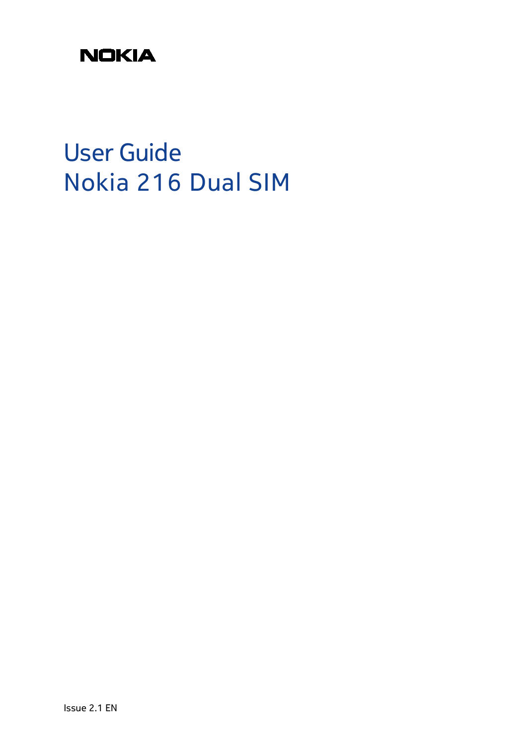NOKIA

# User Guide
# Nokia 216 Dual SIM

Issue 2.1 EN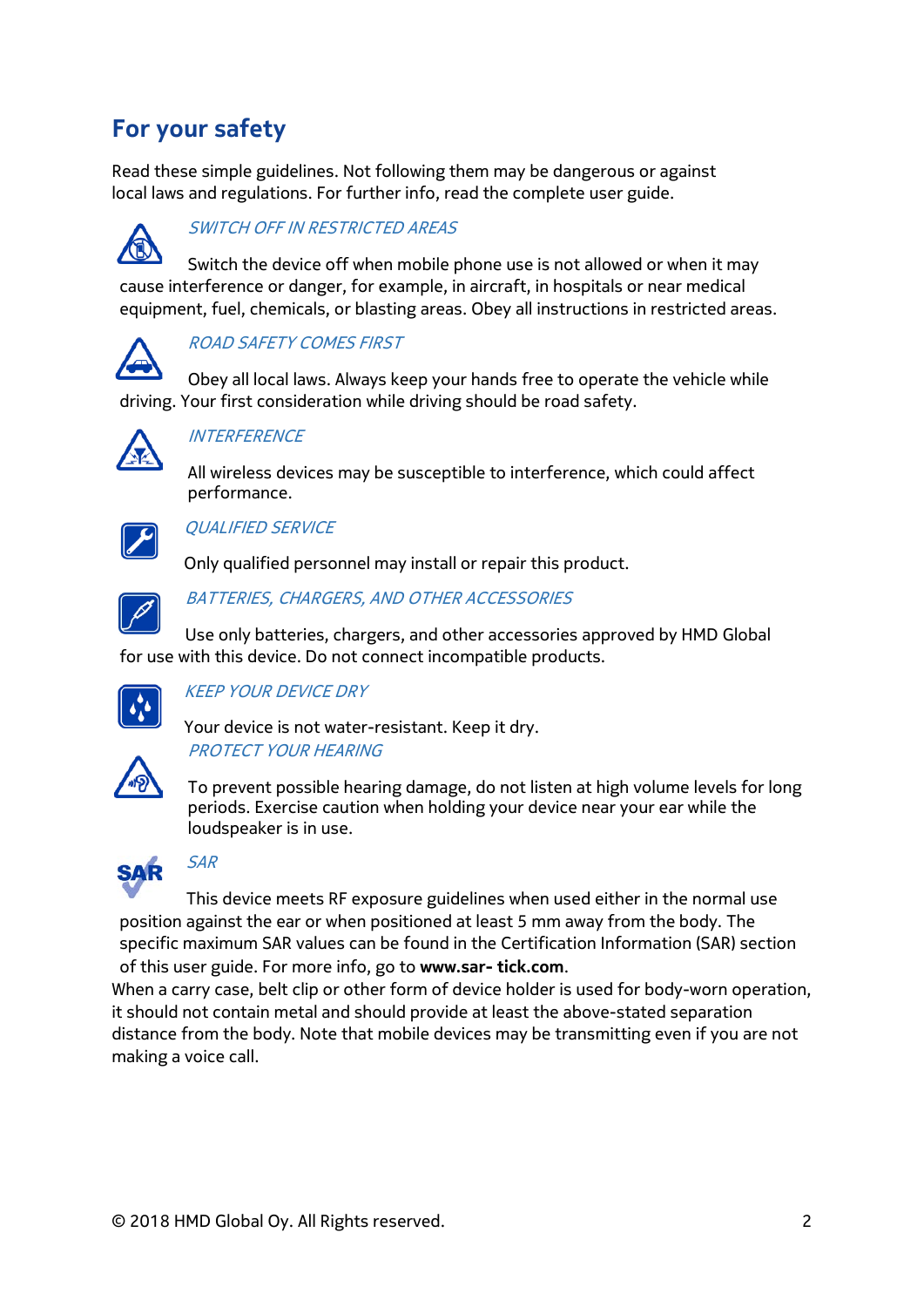# For your safety

Read these simple guidelines. Not following them may be dangerous or against local laws and regulations. For further info, read the complete user guide.

*SWITCH OFF IN RESTRICTED AREAS*

Switch the device off when mobile phone use is not allowed or when it may cause interference or danger, for example, in aircraft, in hospitals or near medical equipment, fuel, chemicals, or blasting areas. Obey all instructions in restricted areas.

*ROAD SAFETY COMES FIRST*

Obey all local laws. Always keep your hands free to operate the vehicle while driving. Your first consideration while driving should be road safety.

*INTERFERENCE*

All wireless devices may be susceptible to interference, which could affect performance.

*QUALIFIED SERVICE*

Only qualified personnel may install or repair this product.

*BATTERIES, CHARGERS, AND OTHER ACCESSORIES*

Use only batteries, chargers, and other accessories approved by HMD Global for use with this device. Do not connect incompatible products.

*KEEP YOUR DEVICE DRY*

Your device is not water-resistant. Keep it dry.

*PROTECT YOUR HEARING*

To prevent possible hearing damage, do not listen at high volume levels for long periods. Exercise caution when holding your device near your ear while the loudspeaker is in use.

*SAR*

This device meets RF exposure guidelines when used either in the normal use position against the ear or when positioned at least 5 mm away from the body. The specific maximum SAR values can be found in the Certification Information (SAR) section of this user guide. For more info, go to **www.sar- tick.com**.

When a carry case, belt clip or other form of device holder is used for body-worn operation, it should not contain metal and should provide at least the above-stated separation distance from the body. Note that mobile devices may be transmitting even if you are not making a voice call.

© 2018 HMD Global Oy. All Rights reserved.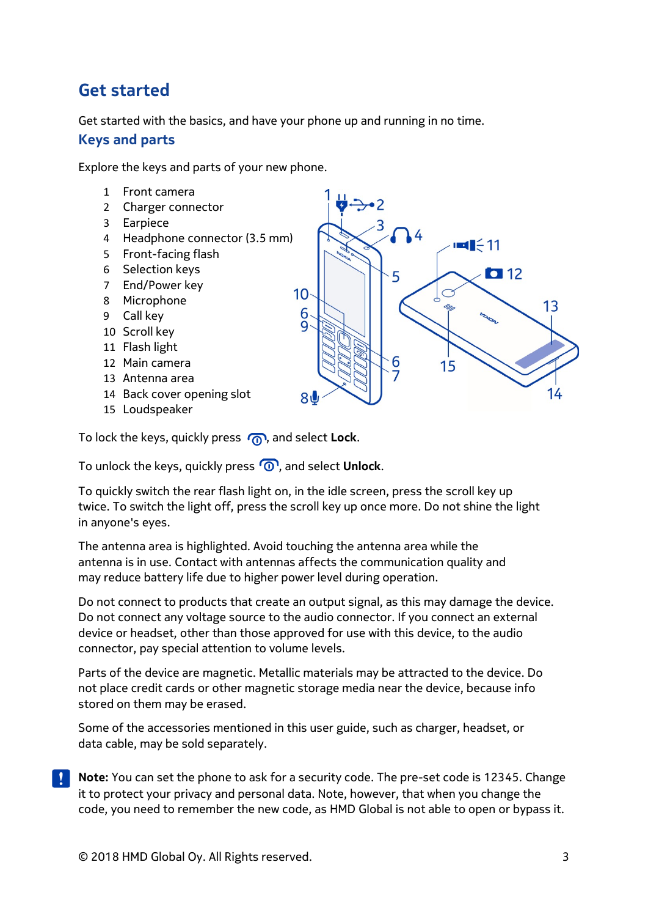# Get started

Get started with the basics, and have your phone up and running in no time.

## Keys and parts

Explore the keys and parts of your new phone.

1. Front camera
2. Charger connector
3. Earpiece
4. Headphone connector (3.5 mm)
5. Front-facing flash
6. Selection keys
7. End/Power key
8. Microphone
9. Call key
10. Scroll key
11. Flash light
12. Main camera
13. Antenna area
14. Back cover opening slot
15. Loudspeaker

To lock the keys, quickly press the End/Power key, and select **Lock**.

To unlock the keys, quickly press the End/Power key, and select **Unlock**.

To quickly switch the rear flash light on, in the idle screen, press the scroll key up twice. To switch the light off, press the scroll key up once more. Do not shine the light in anyone's eyes.

The antenna area is highlighted. Avoid touching the antenna area while the antenna is in use. Contact with antennas affects the communication quality and may reduce battery life due to higher power level during operation.

Do not connect to products that create an output signal, as this may damage the device. Do not connect any voltage source to the audio connector. If you connect an external device or headset, other than those approved for use with this device, to the audio connector, pay special attention to volume levels.

Parts of the device are magnetic. Metallic materials may be attracted to the device. Do not place credit cards or other magnetic storage media near the device, because info stored on them may be erased.

Some of the accessories mentioned in this user guide, such as charger, headset, or data cable, may be sold separately.

**Note:** You can set the phone to ask for a security code. The pre-set code is 12345. Change it to protect your privacy and personal data. Note, however, that when you change the code, you need to remember the new code, as HMD Global is not able to open or bypass it.

© 2018 HMD Global Oy. All Rights reserved.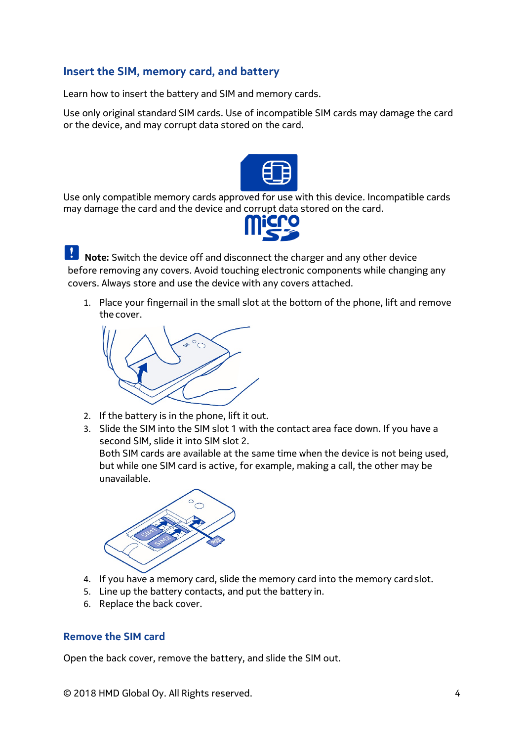## Insert the SIM, memory card, and battery

Learn how to insert the battery and SIM and memory cards.

Use only original standard SIM cards. Use of incompatible SIM cards may damage the card or the device, and may corrupt data stored on the card.

Use only compatible memory cards approved for use with this device. Incompatible cards may damage the card and the device and corrupt data stored on the card.

**Note:** Switch the device off and disconnect the charger and any other device before removing any covers. Avoid touching electronic components while changing any covers. Always store and use the device with any covers attached.

1. Place your fingernail in the small slot at the bottom of the phone, lift and remove the cover.
2. If the battery is in the phone, lift it out.
3. Slide the SIM into the SIM slot 1 with the contact area face down. If you have a second SIM, slide it into SIM slot 2.
   Both SIM cards are available at the same time when the device is not being used, but while one SIM card is active, for example, making a call, the other may be unavailable.
4. If you have a memory card, slide the memory card into the memory card slot.
5. Line up the battery contacts, and put the battery in.
6. Replace the back cover.

## Remove the SIM card

Open the back cover, remove the battery, and slide the SIM out.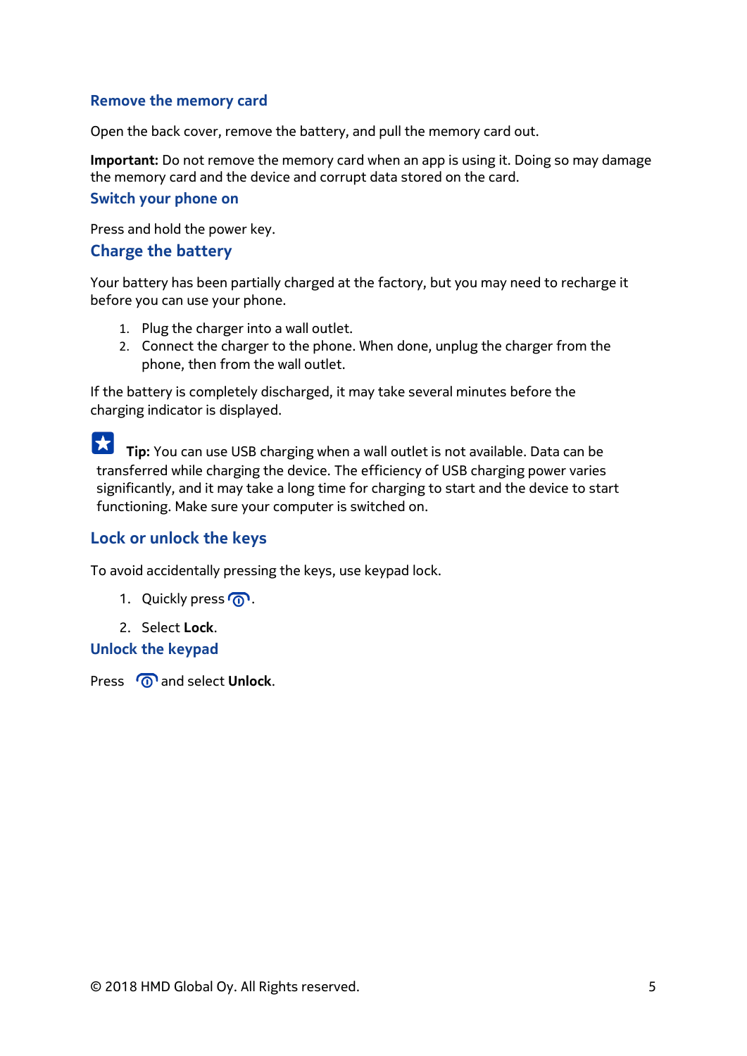## Remove the memory card

Open the back cover, remove the battery, and pull the memory card out.

**Important:** Do not remove the memory card when an app is using it. Doing so may damage the memory card and the device and corrupt data stored on the card.

## Switch your phone on

Press and hold the power key.

## Charge the battery

Your battery has been partially charged at the factory, but you may need to recharge it before you can use your phone.

1. Plug the charger into a wall outlet.
2. Connect the charger to the phone. When done, unplug the charger from the phone, then from the wall outlet.

If the battery is completely discharged, it may take several minutes before the charging indicator is displayed.

**Tip:** You can use USB charging when a wall outlet is not available. Data can be transferred while charging the device. The efficiency of USB charging power varies significantly, and it may take a long time for charging to start and the device to start functioning. Make sure your computer is switched on.

## Lock or unlock the keys

To avoid accidentally pressing the keys, use keypad lock.

1. Quickly press .
2. Select **Lock**.

## Unlock the keypad

Press  and select **Unlock**.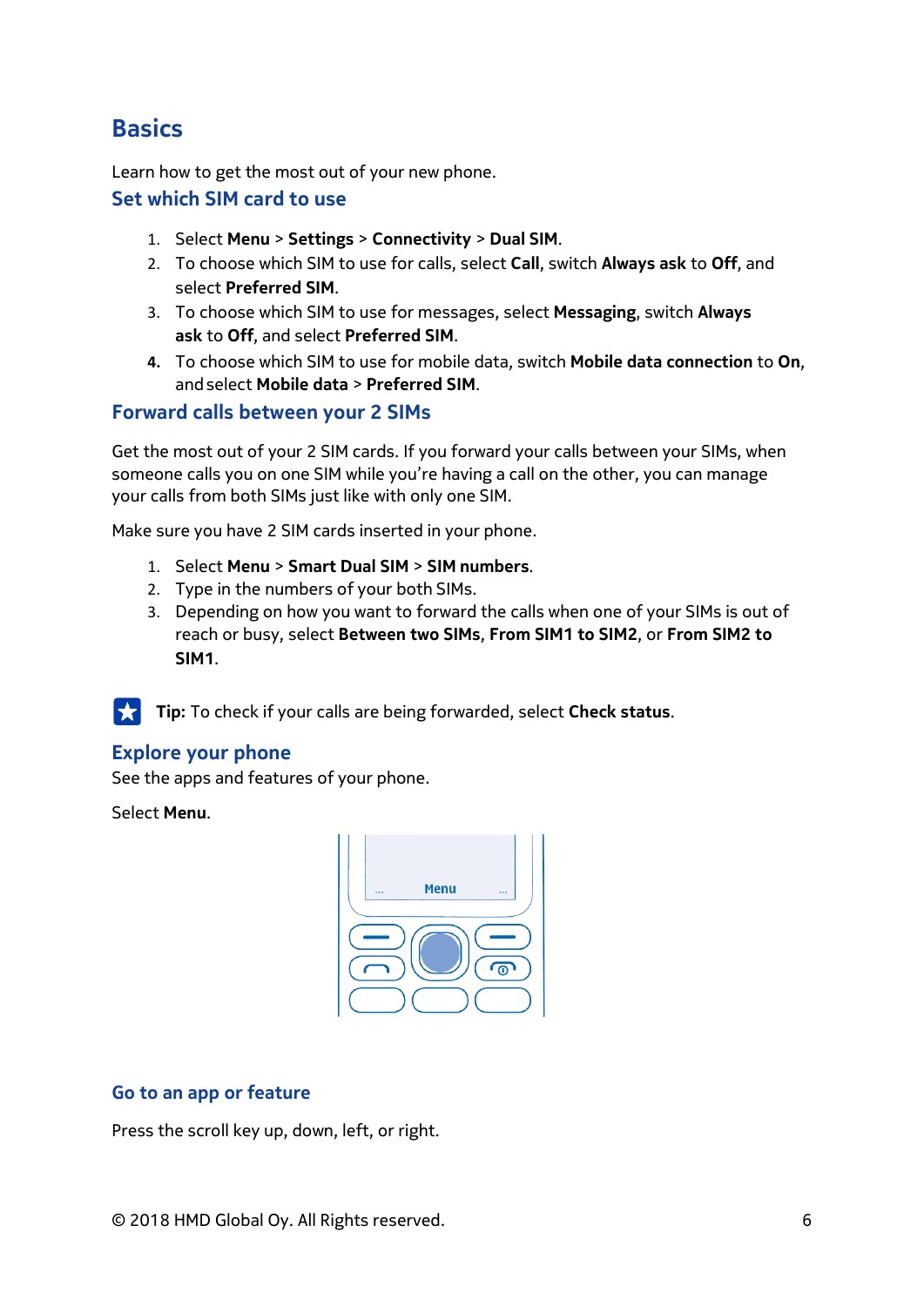# Basics

Learn how to get the most out of your new phone.

## Set which SIM card to use

1. Select **Menu** > **Settings** > **Connectivity** > **Dual SIM**.
2. To choose which SIM to use for calls, select **Call**, switch **Always ask** to **Off**, and select **Preferred SIM**.
3. To choose which SIM to use for messages, select **Messaging**, switch **Always ask** to **Off**, and select **Preferred SIM**.
4. To choose which SIM to use for mobile data, switch **Mobile data connection** to **On**, and select **Mobile data** > **Preferred SIM**.

## Forward calls between your 2 SIMs

Get the most out of your 2 SIM cards. If you forward your calls between your SIMs, when someone calls you on one SIM while you're having a call on the other, you can manage your calls from both SIMs just like with only one SIM.

Make sure you have 2 SIM cards inserted in your phone.

1. Select **Menu** > **Smart Dual SIM** > **SIM numbers**.
2. Type in the numbers of your both SIMs.
3. Depending on how you want to forward the calls when one of your SIMs is out of reach or busy, select **Between two SIMs**, **From SIM1 to SIM2**, or **From SIM2 to SIM1**.

**Tip:** To check if your calls are being forwarded, select **Check status**.

## Explore your phone

See the apps and features of your phone.

Select **Menu**.

## Go to an app or feature

Press the scroll key up, down, left, or right.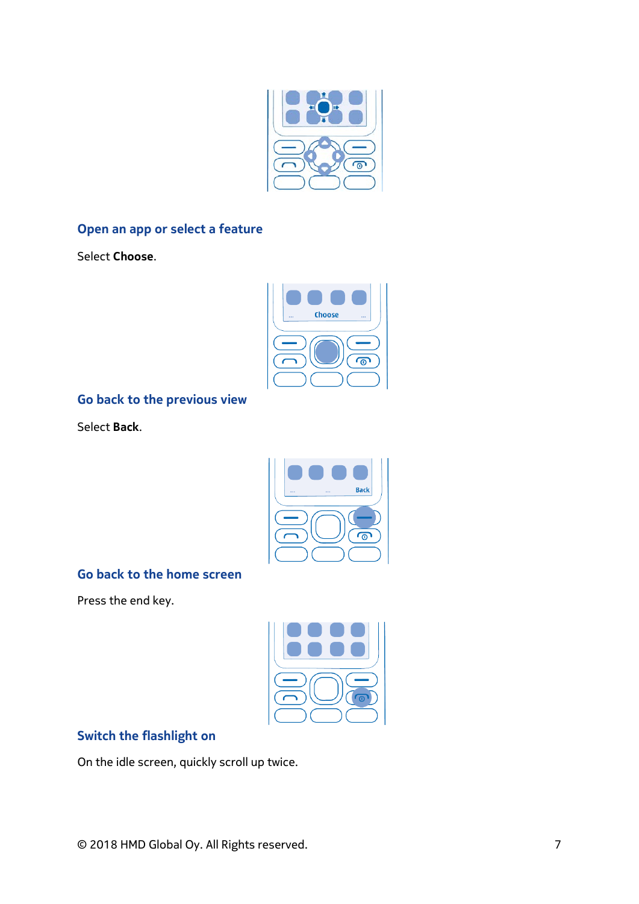## Open an app or select a feature

Select **Choose**.

## Go back to the previous view

Select **Back**.

## Go back to the home screen

Press the end key.

## Switch the flashlight on

On the idle screen, quickly scroll up twice.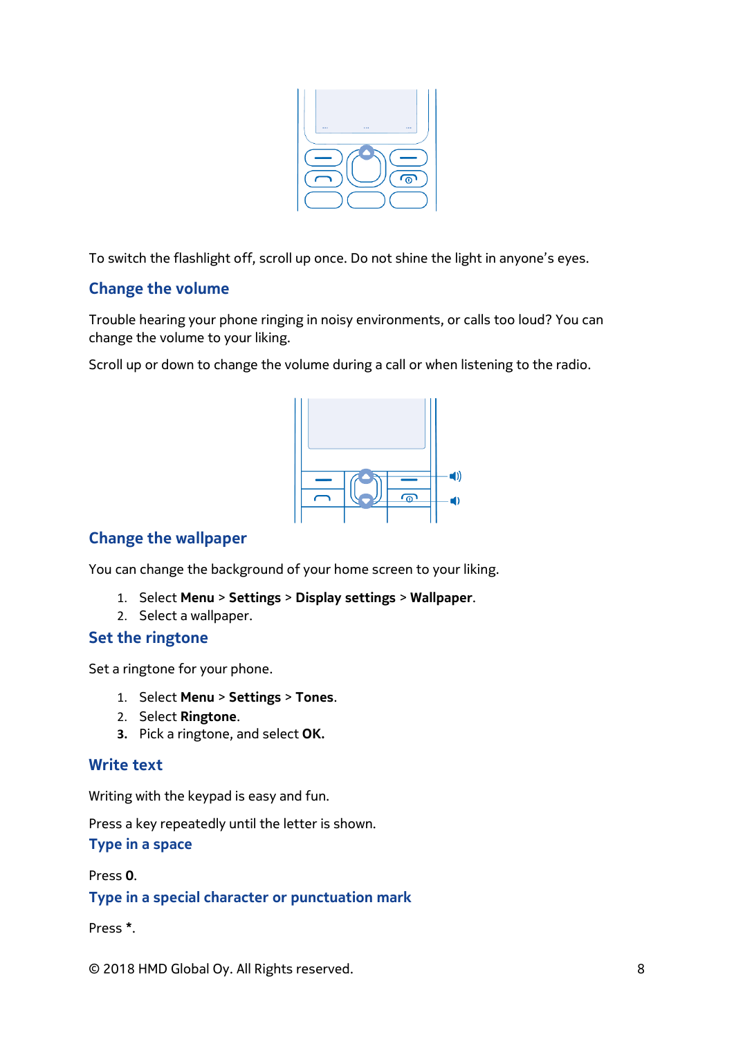To switch the flashlight off, scroll up once. Do not shine the light in anyone's eyes.

## Change the volume

Trouble hearing your phone ringing in noisy environments, or calls too loud? You can change the volume to your liking.

Scroll up or down to change the volume during a call or when listening to the radio.

## Change the wallpaper

You can change the background of your home screen to your liking.

1. Select **Menu** > **Settings** > **Display settings** > **Wallpaper**.
2. Select a wallpaper.

## Set the ringtone

Set a ringtone for your phone.

1. Select **Menu** > **Settings** > **Tones**.
2. Select **Ringtone**.
3. Pick a ringtone, and select **OK.**

## Write text

Writing with the keypad is easy and fun.

Press a key repeatedly until the letter is shown.

### Type in a space

Press **0**.

### Type in a special character or punctuation mark

Press *****.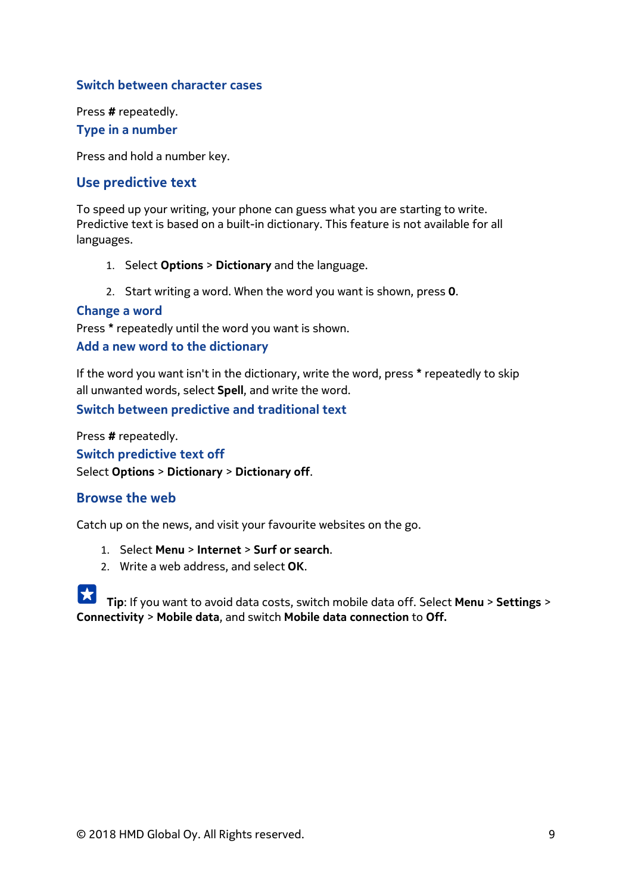### Switch between character cases

Press **#** repeatedly.

### Type in a number

Press and hold a number key.

## Use predictive text

To speed up your writing, your phone can guess what you are starting to write. Predictive text is based on a built-in dictionary. This feature is not available for all languages.

1. Select **Options** > **Dictionary** and the language.
2. Start writing a word. When the word you want is shown, press **0**.

### Change a word

Press * repeatedly until the word you want is shown.

### Add a new word to the dictionary

If the word you want isn't in the dictionary, write the word, press * repeatedly to skip all unwanted words, select **Spell**, and write the word.

### Switch between predictive and traditional text

Press **#** repeatedly.

### Switch predictive text off

Select **Options** > **Dictionary** > **Dictionary off**.

## Browse the web

Catch up on the news, and visit your favourite websites on the go.

1. Select **Menu** > **Internet** > **Surf or search**.
2. Write a web address, and select **OK**.

**Tip**: If you want to avoid data costs, switch mobile data off. Select **Menu** > **Settings** > **Connectivity** > **Mobile data**, and switch **Mobile data connection** to **Off.**

© 2018 HMD Global Oy. All Rights reserved.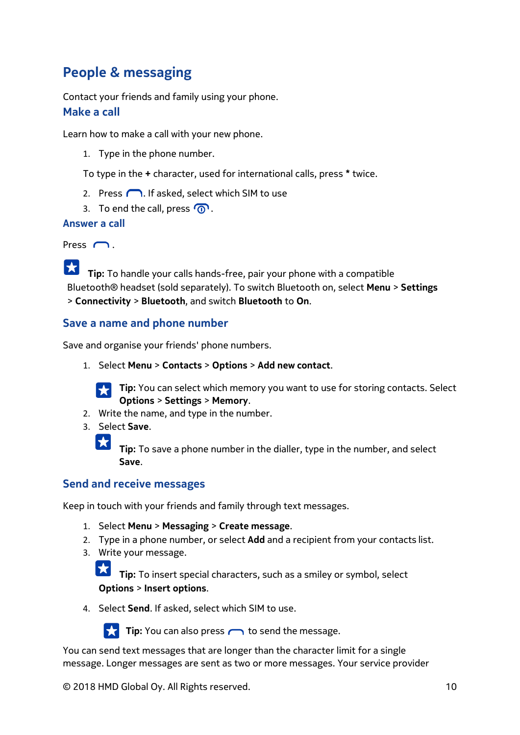# People & messaging

Contact your friends and family using your phone.

## Make a call

Learn how to make a call with your new phone.

1. Type in the phone number.

   To type in the **+** character, used for international calls, press ***** twice.

2. Press . If asked, select which SIM to use
3. To end the call, press .

## Answer a call

Press .

**Tip:** To handle your calls hands-free, pair your phone with a compatible Bluetooth® headset (sold separately). To switch Bluetooth on, select **Menu** > **Settings** > **Connectivity** > **Bluetooth**, and switch **Bluetooth** to **On**.

## Save a name and phone number

Save and organise your friends' phone numbers.

1. Select **Menu** > **Contacts** > **Options** > **Add new contact**.

   **Tip:** You can select which memory you want to use for storing contacts. Select **Options** > **Settings** > **Memory**.

2. Write the name, and type in the number.
3. Select **Save**.

   **Tip:** To save a phone number in the dialler, type in the number, and select **Save**.

## Send and receive messages

Keep in touch with your friends and family through text messages.

1. Select **Menu** > **Messaging** > **Create message**.
2. Type in a phone number, or select **Add** and a recipient from your contacts list.
3. Write your message.

   **Tip:** To insert special characters, such as a smiley or symbol, select **Options** > **Insert options**.

4. Select **Send**. If asked, select which SIM to use.

   **Tip:** You can also press  to send the message.

You can send text messages that are longer than the character limit for a single message. Longer messages are sent as two or more messages. Your service provider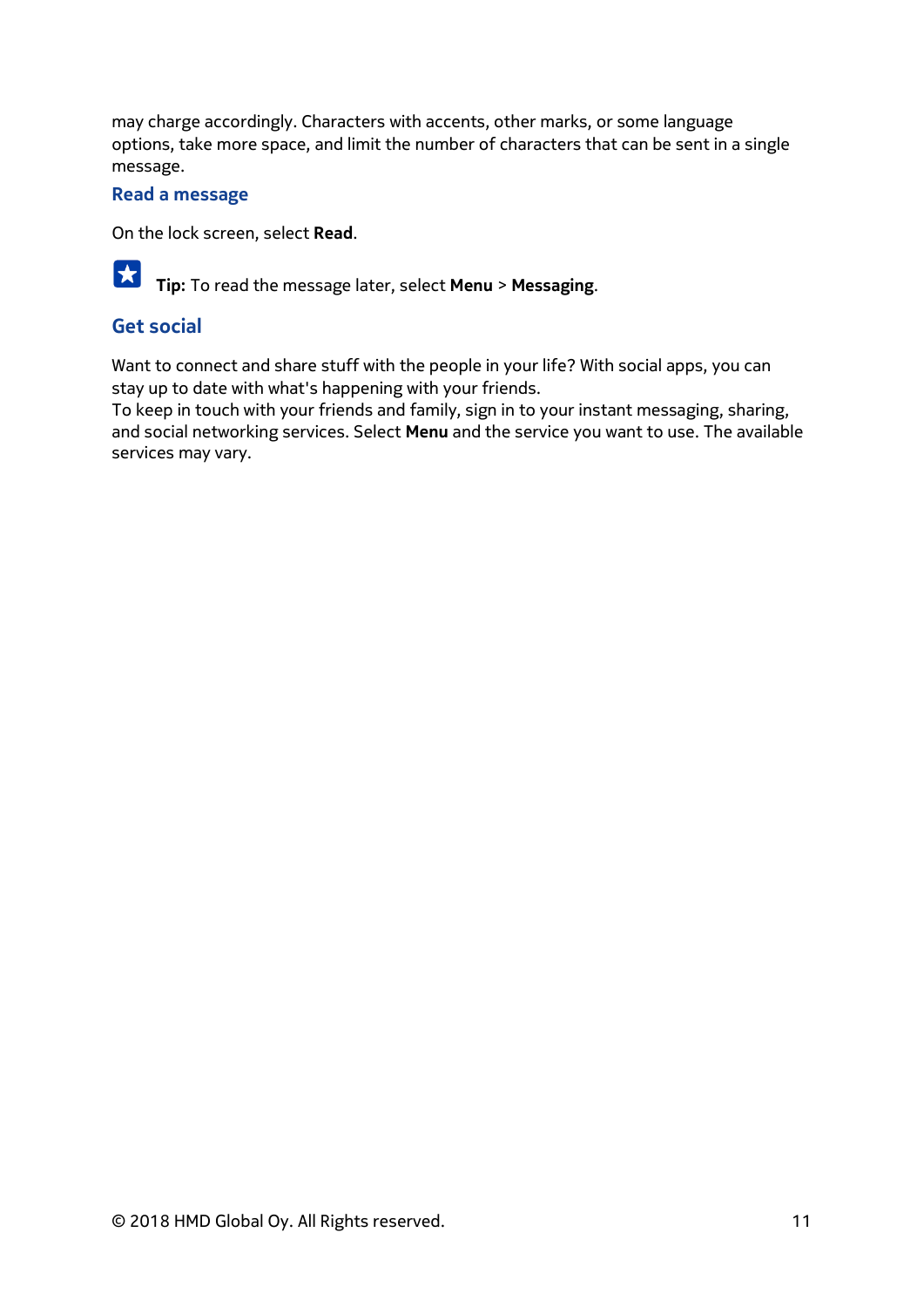may charge accordingly. Characters with accents, other marks, or some language options, take more space, and limit the number of characters that can be sent in a single message.

### Read a message

On the lock screen, select **Read**.

**Tip:** To read the message later, select **Menu** > **Messaging**.

## Get social

Want to connect and share stuff with the people in your life? With social apps, you can stay up to date with what's happening with your friends.
To keep in touch with your friends and family, sign in to your instant messaging, sharing, and social networking services. Select **Menu** and the service you want to use. The available services may vary.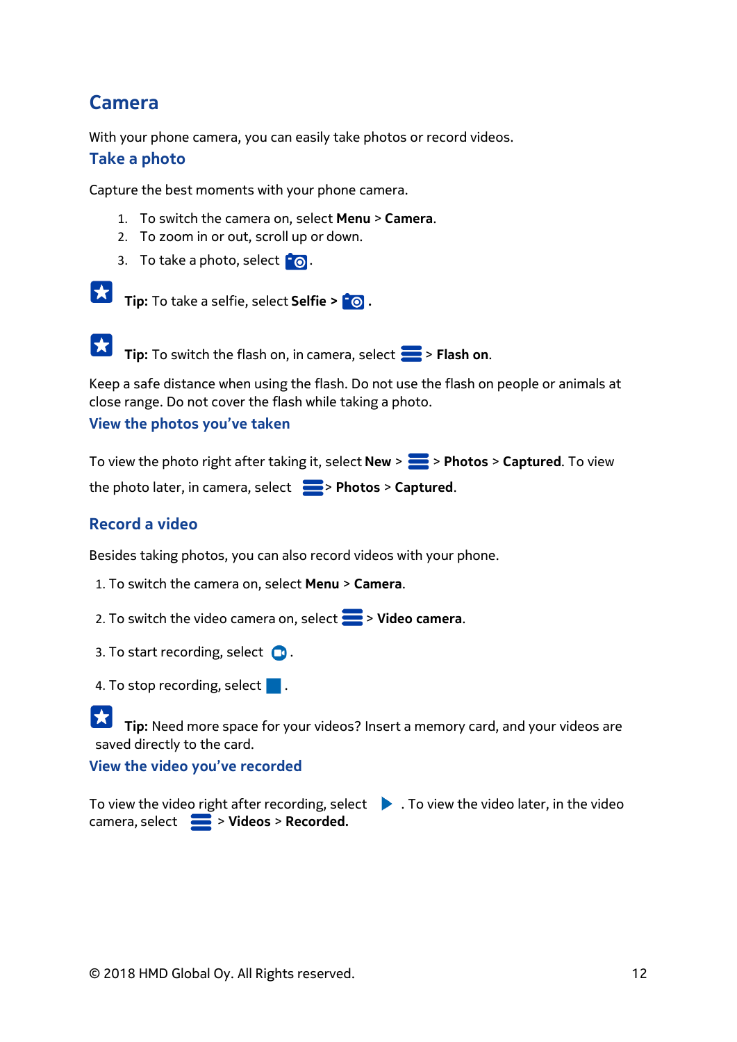# Camera

With your phone camera, you can easily take photos or record videos.

## Take a photo

Capture the best moments with your phone camera.

1. To switch the camera on, select **Menu** > **Camera**.
2. To zoom in or out, scroll up or down.
3. To take a photo, select .

**Tip:** To take a selfie, select **Selfie >** .

**Tip:** To switch the flash on, in camera, select > **Flash on**.

Keep a safe distance when using the flash. Do not use the flash on people or animals at close range. Do not cover the flash while taking a photo.

## View the photos you've taken

To view the photo right after taking it, select **New** > > **Photos** > **Captured**. To view the photo later, in camera, select > **Photos** > **Captured**.

## Record a video

Besides taking photos, you can also record videos with your phone.

1. To switch the camera on, select **Menu** > **Camera**.
2. To switch the video camera on, select > **Video camera**.
3. To start recording, select .
4. To stop recording, select .

**Tip:** Need more space for your videos? Insert a memory card, and your videos are saved directly to the card.

## View the video you've recorded

To view the video right after recording, select . To view the video later, in the video camera, select > **Videos** > **Recorded.**

© 2018 HMD Global Oy. All Rights reserved.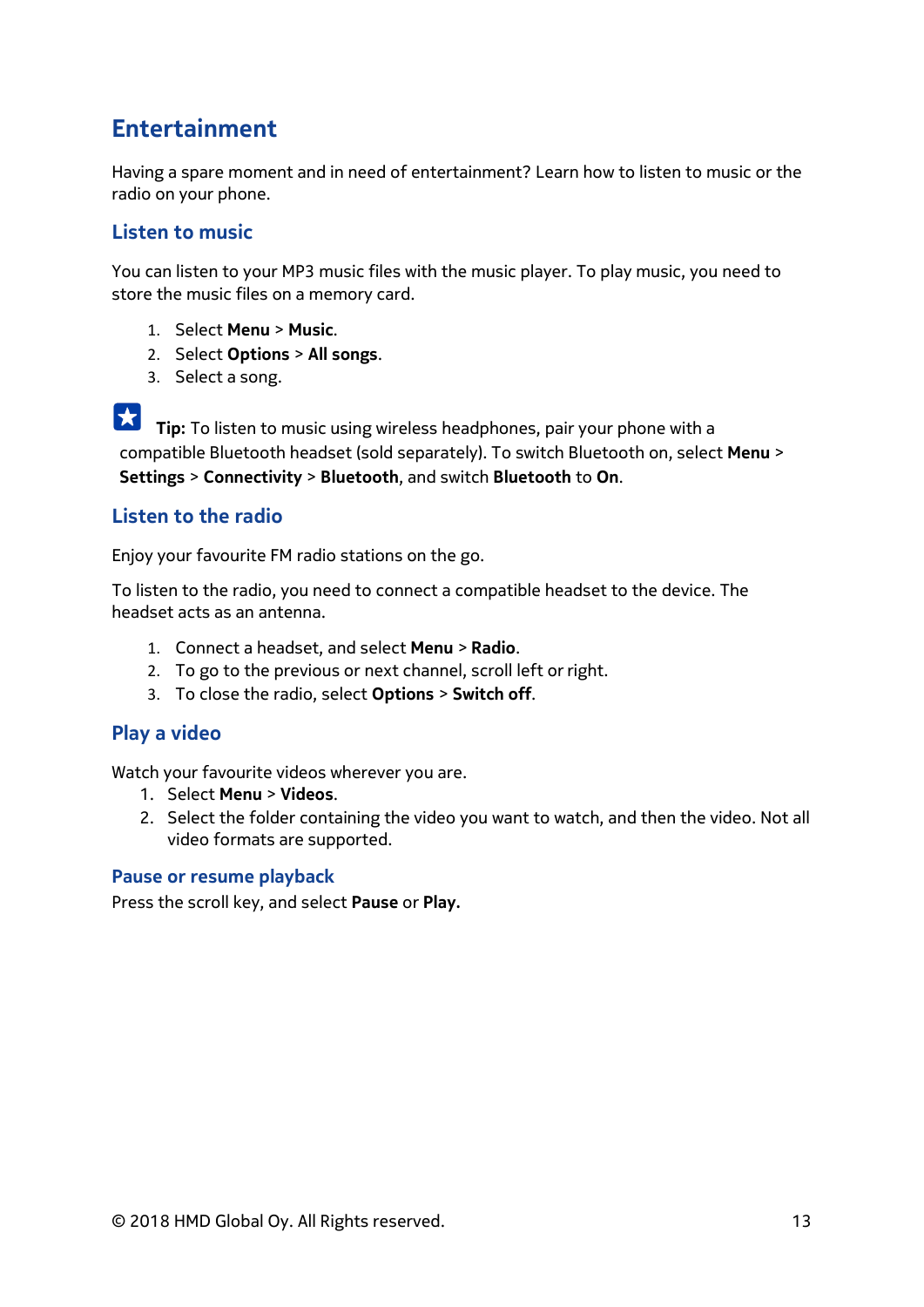# Entertainment

Having a spare moment and in need of entertainment? Learn how to listen to music or the radio on your phone.

## Listen to music

You can listen to your MP3 music files with the music player. To play music, you need to store the music files on a memory card.

1. Select **Menu** > **Music**.
2. Select **Options** > **All songs**.
3. Select a song.

**Tip:** To listen to music using wireless headphones, pair your phone with a compatible Bluetooth headset (sold separately). To switch Bluetooth on, select **Menu** > **Settings** > **Connectivity** > **Bluetooth**, and switch **Bluetooth** to **On**.

## Listen to the radio

Enjoy your favourite FM radio stations on the go.

To listen to the radio, you need to connect a compatible headset to the device. The headset acts as an antenna.

1. Connect a headset, and select **Menu** > **Radio**.
2. To go to the previous or next channel, scroll left or right.
3. To close the radio, select **Options** > **Switch off**.

## Play a video

Watch your favourite videos wherever you are.

1. Select **Menu** > **Videos**.
2. Select the folder containing the video you want to watch, and then the video. Not all video formats are supported.

### Pause or resume playback

Press the scroll key, and select **Pause** or **Play.**

© 2018 HMD Global Oy. All Rights reserved.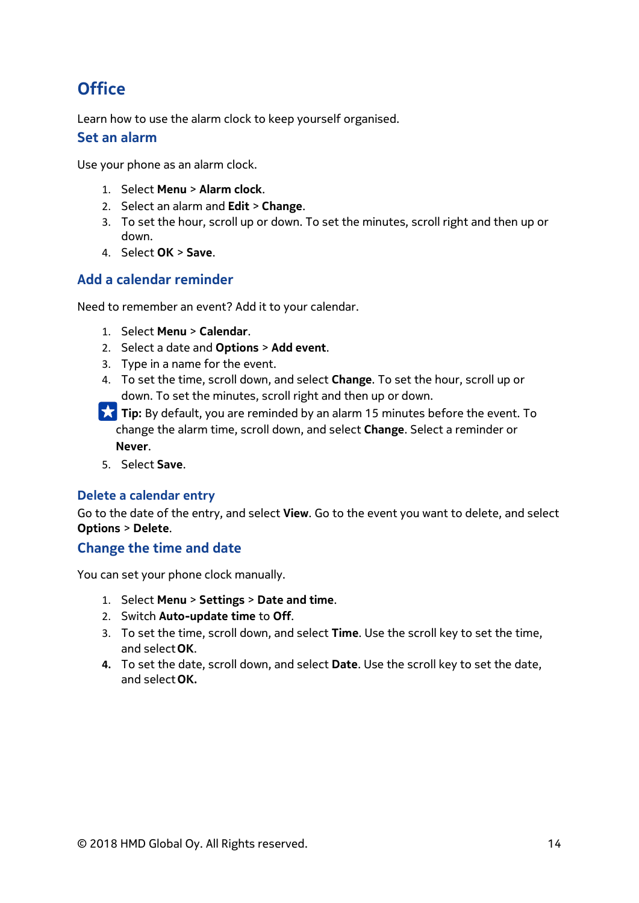# Office

Learn how to use the alarm clock to keep yourself organised.

## Set an alarm

Use your phone as an alarm clock.

1. Select **Menu** > **Alarm clock**.
2. Select an alarm and **Edit** > **Change**.
3. To set the hour, scroll up or down. To set the minutes, scroll right and then up or down.
4. Select **OK** > **Save**.

## Add a calendar reminder

Need to remember an event? Add it to your calendar.

1. Select **Menu** > **Calendar**.
2. Select a date and **Options** > **Add event**.
3. Type in a name for the event.
4. To set the time, scroll down, and select **Change**. To set the hour, scroll up or down. To set the minutes, scroll right and then up or down.

   **Tip:** By default, you are reminded by an alarm 15 minutes before the event. To change the alarm time, scroll down, and select **Change**. Select a reminder or **Never**.

5. Select **Save**.

## Delete a calendar entry

Go to the date of the entry, and select **View**. Go to the event you want to delete, and select **Options** > **Delete**.

## Change the time and date

You can set your phone clock manually.

1. Select **Menu** > **Settings** > **Date and time**.
2. Switch **Auto-update time** to **Off**.
3. To set the time, scroll down, and select **Time**. Use the scroll key to set the time, and select **OK**.
4. To set the date, scroll down, and select **Date**. Use the scroll key to set the date, and select **OK.**

© 2018 HMD Global Oy. All Rights reserved.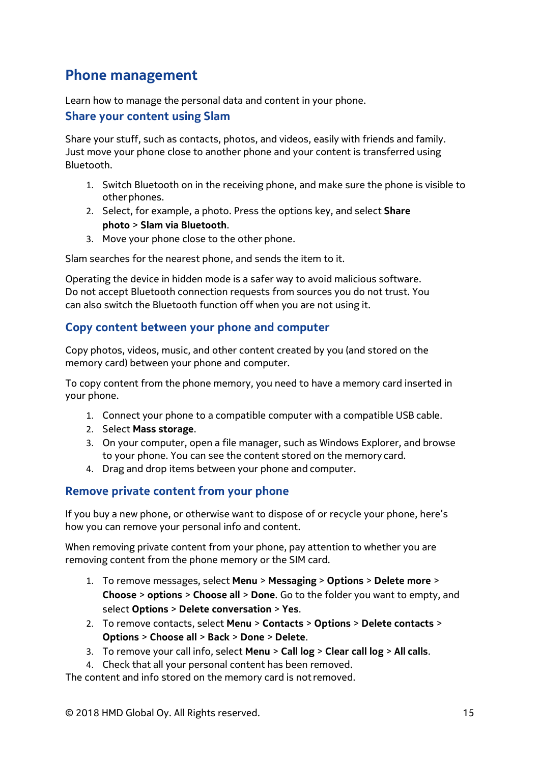# Phone management

Learn how to manage the personal data and content in your phone.

## Share your content using Slam

Share your stuff, such as contacts, photos, and videos, easily with friends and family. Just move your phone close to another phone and your content is transferred using Bluetooth.

1. Switch Bluetooth on in the receiving phone, and make sure the phone is visible to other phones.
2. Select, for example, a photo. Press the options key, and select **Share photo** > **Slam via Bluetooth**.
3. Move your phone close to the other phone.

Slam searches for the nearest phone, and sends the item to it.

Operating the device in hidden mode is a safer way to avoid malicious software. Do not accept Bluetooth connection requests from sources you do not trust. You can also switch the Bluetooth function off when you are not using it.

## Copy content between your phone and computer

Copy photos, videos, music, and other content created by you (and stored on the memory card) between your phone and computer.

To copy content from the phone memory, you need to have a memory card inserted in your phone.

1. Connect your phone to a compatible computer with a compatible USB cable.
2. Select **Mass storage**.
3. On your computer, open a file manager, such as Windows Explorer, and browse to your phone. You can see the content stored on the memory card.
4. Drag and drop items between your phone and computer.

## Remove private content from your phone

If you buy a new phone, or otherwise want to dispose of or recycle your phone, here's how you can remove your personal info and content.

When removing private content from your phone, pay attention to whether you are removing content from the phone memory or the SIM card.

1. To remove messages, select **Menu** > **Messaging** > **Options** > **Delete more** > **Choose** > **options** > **Choose all** > **Done**. Go to the folder you want to empty, and select **Options** > **Delete conversation** > **Yes**.
2. To remove contacts, select **Menu** > **Contacts** > **Options** > **Delete contacts** > **Options** > **Choose all** > **Back** > **Done** > **Delete**.
3. To remove your call info, select **Menu** > **Call log** > **Clear call log** > **All calls**.
4. Check that all your personal content has been removed.

The content and info stored on the memory card is not removed.

© 2018 HMD Global Oy. All Rights reserved.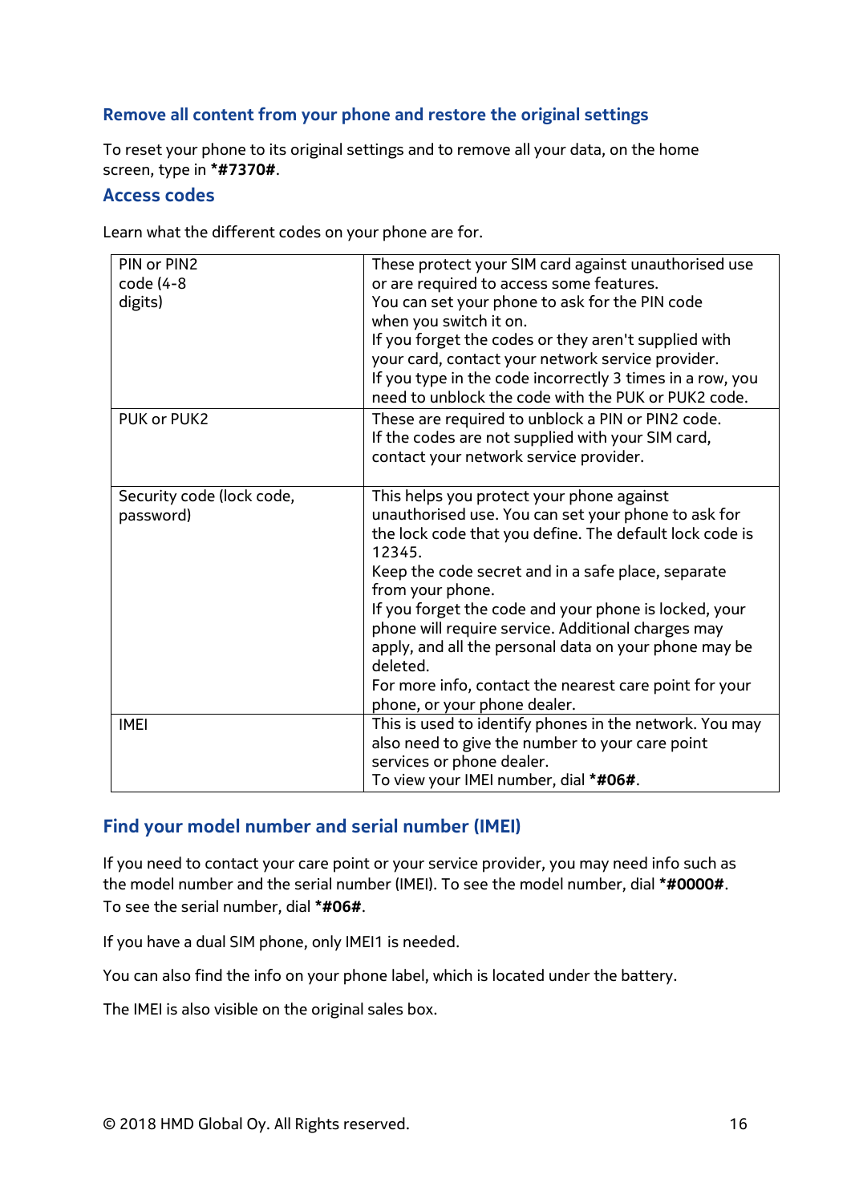## Remove all content from your phone and restore the original settings

To reset your phone to its original settings and to remove all your data, on the home screen, type in **\*#7370#**.

## Access codes

Learn what the different codes on your phone are for.

| | |
|---|---|
| PIN or PIN2 code (4-8 digits) | These protect your SIM card against unauthorised use or are required to access some features.<br>You can set your phone to ask for the PIN code when you switch it on.<br>If you forget the codes or they aren't supplied with your card, contact your network service provider.<br>If you type in the code incorrectly 3 times in a row, you need to unblock the code with the PUK or PUK2 code. |
| PUK or PUK2 | These are required to unblock a PIN or PIN2 code.<br>If the codes are not supplied with your SIM card, contact your network service provider. |
| Security code (lock code, password) | This helps you protect your phone against unauthorised use. You can set your phone to ask for the lock code that you define. The default lock code is 12345.<br>Keep the code secret and in a safe place, separate from your phone.<br>If you forget the code and your phone is locked, your phone will require service. Additional charges may apply, and all the personal data on your phone may be deleted.<br>For more info, contact the nearest care point for your phone, or your phone dealer. |
| IMEI | This is used to identify phones in the network. You may also need to give the number to your care point services or phone dealer.<br>To view your IMEI number, dial **\*#06#**. |

## Find your model number and serial number (IMEI)

If you need to contact your care point or your service provider, you may need info such as the model number and the serial number (IMEI). To see the model number, dial **\*#0000#**. To see the serial number, dial **\*#06#**.

If you have a dual SIM phone, only IMEI1 is needed.

You can also find the info on your phone label, which is located under the battery.

The IMEI is also visible on the original sales box.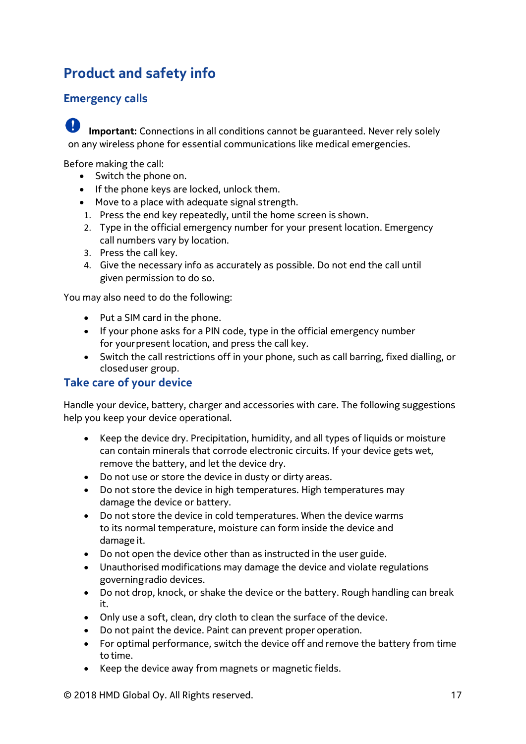# Product and safety info

## Emergency calls

**Important:** Connections in all conditions cannot be guaranteed. Never rely solely on any wireless phone for essential communications like medical emergencies.

Before making the call:

- Switch the phone on.
- If the phone keys are locked, unlock them.
- Move to a place with adequate signal strength.

1. Press the end key repeatedly, until the home screen is shown.
2. Type in the official emergency number for your present location. Emergency call numbers vary by location.
3. Press the call key.
4. Give the necessary info as accurately as possible. Do not end the call until given permission to do so.

You may also need to do the following:

- Put a SIM card in the phone.
- If your phone asks for a PIN code, type in the official emergency number for your present location, and press the call key.
- Switch the call restrictions off in your phone, such as call barring, fixed dialling, or closed user group.

## Take care of your device

Handle your device, battery, charger and accessories with care. The following suggestions help you keep your device operational.

- Keep the device dry. Precipitation, humidity, and all types of liquids or moisture can contain minerals that corrode electronic circuits. If your device gets wet, remove the battery, and let the device dry.
- Do not use or store the device in dusty or dirty areas.
- Do not store the device in high temperatures. High temperatures may damage the device or battery.
- Do not store the device in cold temperatures. When the device warms to its normal temperature, moisture can form inside the device and damage it.
- Do not open the device other than as instructed in the user guide.
- Unauthorised modifications may damage the device and violate regulations governing radio devices.
- Do not drop, knock, or shake the device or the battery. Rough handling can break it.
- Only use a soft, clean, dry cloth to clean the surface of the device.
- Do not paint the device. Paint can prevent proper operation.
- For optimal performance, switch the device off and remove the battery from time to time.
- Keep the device away from magnets or magnetic fields.

© 2018 HMD Global Oy. All Rights reserved.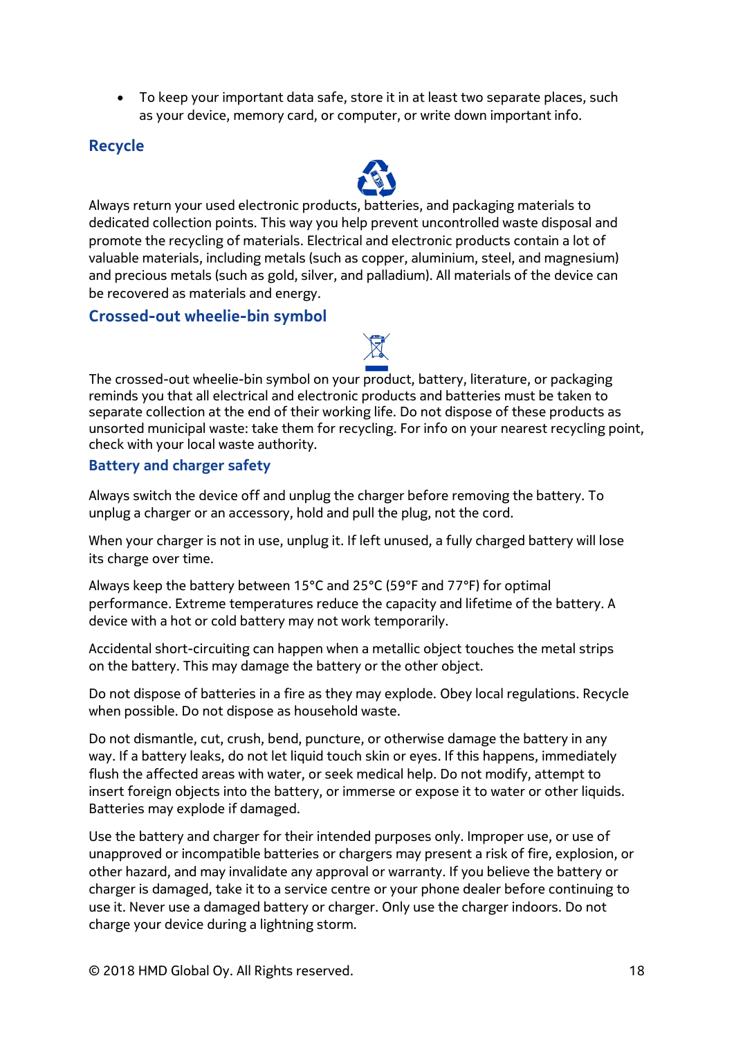- To keep your important data safe, store it in at least two separate places, such as your device, memory card, or computer, or write down important info.

## Recycle

Always return your used electronic products, batteries, and packaging materials to dedicated collection points. This way you help prevent uncontrolled waste disposal and promote the recycling of materials. Electrical and electronic products contain a lot of valuable materials, including metals (such as copper, aluminium, steel, and magnesium) and precious metals (such as gold, silver, and palladium). All materials of the device can be recovered as materials and energy.

## Crossed-out wheelie-bin symbol

The crossed-out wheelie-bin symbol on your product, battery, literature, or packaging reminds you that all electrical and electronic products and batteries must be taken to separate collection at the end of their working life. Do not dispose of these products as unsorted municipal waste: take them for recycling. For info on your nearest recycling point, check with your local waste authority.

## Battery and charger safety

Always switch the device off and unplug the charger before removing the battery. To unplug a charger or an accessory, hold and pull the plug, not the cord.

When your charger is not in use, unplug it. If left unused, a fully charged battery will lose its charge over time.

Always keep the battery between 15°C and 25°C (59°F and 77°F) for optimal performance. Extreme temperatures reduce the capacity and lifetime of the battery. A device with a hot or cold battery may not work temporarily.

Accidental short-circuiting can happen when a metallic object touches the metal strips on the battery. This may damage the battery or the other object.

Do not dispose of batteries in a fire as they may explode. Obey local regulations. Recycle when possible. Do not dispose as household waste.

Do not dismantle, cut, crush, bend, puncture, or otherwise damage the battery in any way. If a battery leaks, do not let liquid touch skin or eyes. If this happens, immediately flush the affected areas with water, or seek medical help. Do not modify, attempt to insert foreign objects into the battery, or immerse or expose it to water or other liquids. Batteries may explode if damaged.

Use the battery and charger for their intended purposes only. Improper use, or use of unapproved or incompatible batteries or chargers may present a risk of fire, explosion, or other hazard, and may invalidate any approval or warranty. If you believe the battery or charger is damaged, take it to a service centre or your phone dealer before continuing to use it. Never use a damaged battery or charger. Only use the charger indoors. Do not charge your device during a lightning storm.

© 2018 HMD Global Oy. All Rights reserved.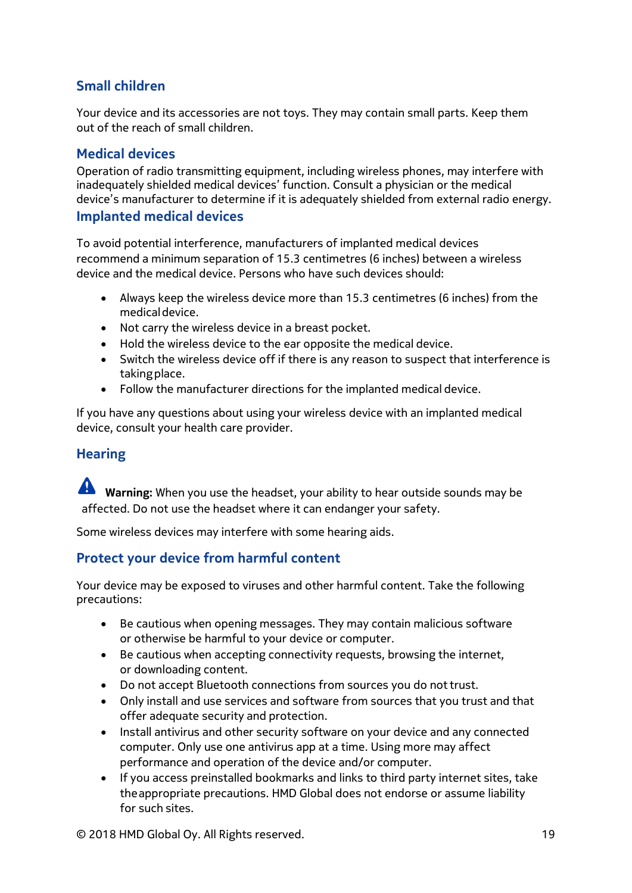## Small children

Your device and its accessories are not toys. They may contain small parts. Keep them out of the reach of small children.

## Medical devices

Operation of radio transmitting equipment, including wireless phones, may interfere with inadequately shielded medical devices' function. Consult a physician or the medical device's manufacturer to determine if it is adequately shielded from external radio energy.

## Implanted medical devices

To avoid potential interference, manufacturers of implanted medical devices recommend a minimum separation of 15.3 centimetres (6 inches) between a wireless device and the medical device. Persons who have such devices should:

- Always keep the wireless device more than 15.3 centimetres (6 inches) from the medical device.
- Not carry the wireless device in a breast pocket.
- Hold the wireless device to the ear opposite the medical device.
- Switch the wireless device off if there is any reason to suspect that interference is taking place.
- Follow the manufacturer directions for the implanted medical device.

If you have any questions about using your wireless device with an implanted medical device, consult your health care provider.

## Hearing

**Warning:** When you use the headset, your ability to hear outside sounds may be affected. Do not use the headset where it can endanger your safety.

Some wireless devices may interfere with some hearing aids.

## Protect your device from harmful content

Your device may be exposed to viruses and other harmful content. Take the following precautions:

- Be cautious when opening messages. They may contain malicious software or otherwise be harmful to your device or computer.
- Be cautious when accepting connectivity requests, browsing the internet, or downloading content.
- Do not accept Bluetooth connections from sources you do not trust.
- Only install and use services and software from sources that you trust and that offer adequate security and protection.
- Install antivirus and other security software on your device and any connected computer. Only use one antivirus app at a time. Using more may affect performance and operation of the device and/or computer.
- If you access preinstalled bookmarks and links to third party internet sites, take the appropriate precautions. HMD Global does not endorse or assume liability for such sites.

© 2018 HMD Global Oy. All Rights reserved.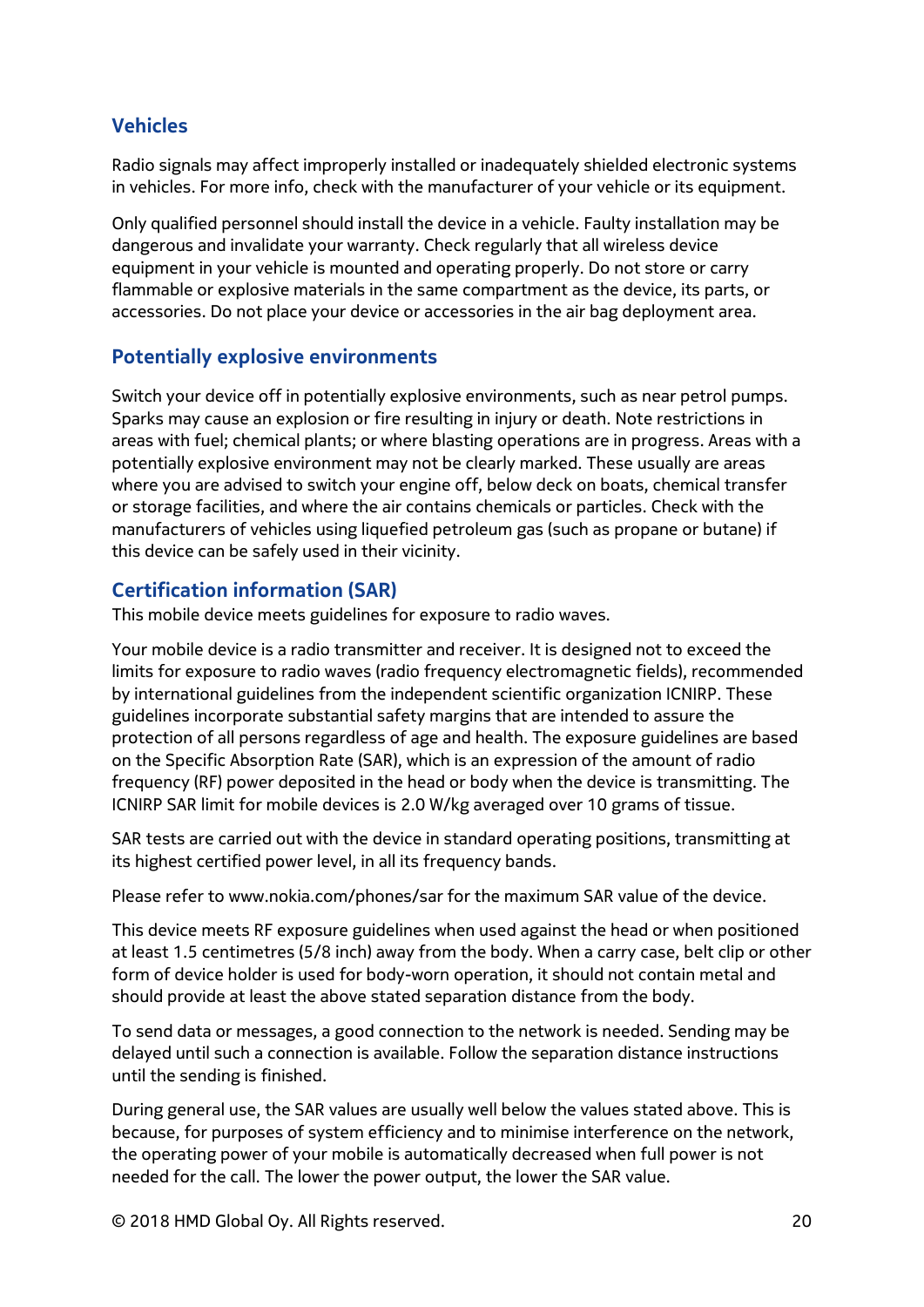## Vehicles

Radio signals may affect improperly installed or inadequately shielded electronic systems in vehicles. For more info, check with the manufacturer of your vehicle or its equipment.

Only qualified personnel should install the device in a vehicle. Faulty installation may be dangerous and invalidate your warranty. Check regularly that all wireless device equipment in your vehicle is mounted and operating properly. Do not store or carry flammable or explosive materials in the same compartment as the device, its parts, or accessories. Do not place your device or accessories in the air bag deployment area.

## Potentially explosive environments

Switch your device off in potentially explosive environments, such as near petrol pumps. Sparks may cause an explosion or fire resulting in injury or death. Note restrictions in areas with fuel; chemical plants; or where blasting operations are in progress. Areas with a potentially explosive environment may not be clearly marked. These usually are areas where you are advised to switch your engine off, below deck on boats, chemical transfer or storage facilities, and where the air contains chemicals or particles. Check with the manufacturers of vehicles using liquefied petroleum gas (such as propane or butane) if this device can be safely used in their vicinity.

## Certification information (SAR)

This mobile device meets guidelines for exposure to radio waves.

Your mobile device is a radio transmitter and receiver. It is designed not to exceed the limits for exposure to radio waves (radio frequency electromagnetic fields), recommended by international guidelines from the independent scientific organization ICNIRP. These guidelines incorporate substantial safety margins that are intended to assure the protection of all persons regardless of age and health. The exposure guidelines are based on the Specific Absorption Rate (SAR), which is an expression of the amount of radio frequency (RF) power deposited in the head or body when the device is transmitting. The ICNIRP SAR limit for mobile devices is 2.0 W/kg averaged over 10 grams of tissue.

SAR tests are carried out with the device in standard operating positions, transmitting at its highest certified power level, in all its frequency bands.

Please refer to www.nokia.com/phones/sar for the maximum SAR value of the device.

This device meets RF exposure guidelines when used against the head or when positioned at least 1.5 centimetres (5/8 inch) away from the body. When a carry case, belt clip or other form of device holder is used for body-worn operation, it should not contain metal and should provide at least the above stated separation distance from the body.

To send data or messages, a good connection to the network is needed. Sending may be delayed until such a connection is available. Follow the separation distance instructions until the sending is finished.

During general use, the SAR values are usually well below the values stated above. This is because, for purposes of system efficiency and to minimise interference on the network, the operating power of your mobile is automatically decreased when full power is not needed for the call. The lower the power output, the lower the SAR value.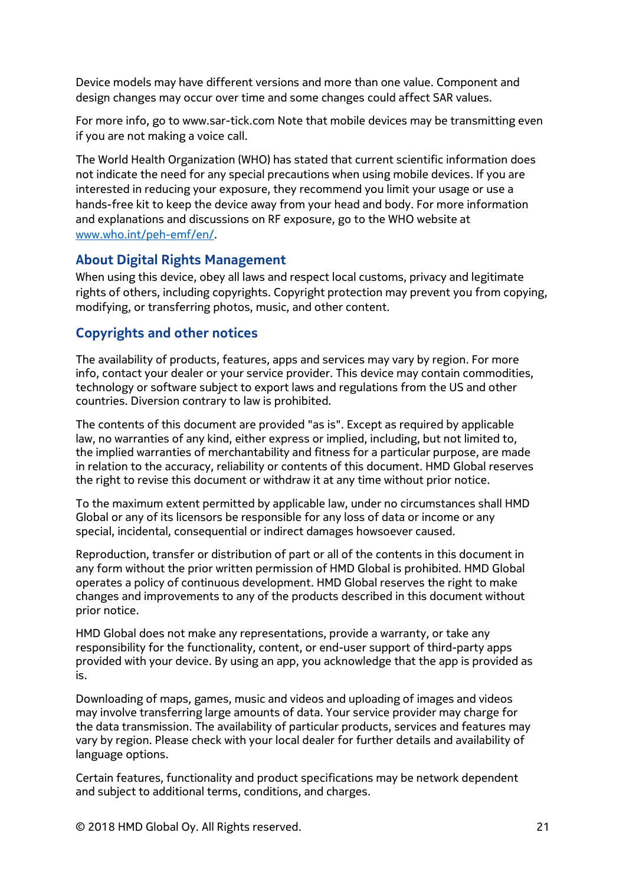Device models may have different versions and more than one value. Component and design changes may occur over time and some changes could affect SAR values.

For more info, go to www.sar-tick.com Note that mobile devices may be transmitting even if you are not making a voice call.

The World Health Organization (WHO) has stated that current scientific information does not indicate the need for any special precautions when using mobile devices. If you are interested in reducing your exposure, they recommend you limit your usage or use a hands-free kit to keep the device away from your head and body. For more information and explanations and discussions on RF exposure, go to the WHO website at [www.who.int/peh-emf/en/](www.who.int/peh-emf/en/).

## About Digital Rights Management

When using this device, obey all laws and respect local customs, privacy and legitimate rights of others, including copyrights. Copyright protection may prevent you from copying, modifying, or transferring photos, music, and other content.

## Copyrights and other notices

The availability of products, features, apps and services may vary by region. For more info, contact your dealer or your service provider. This device may contain commodities, technology or software subject to export laws and regulations from the US and other countries. Diversion contrary to law is prohibited.

The contents of this document are provided "as is". Except as required by applicable law, no warranties of any kind, either express or implied, including, but not limited to, the implied warranties of merchantability and fitness for a particular purpose, are made in relation to the accuracy, reliability or contents of this document. HMD Global reserves the right to revise this document or withdraw it at any time without prior notice.

To the maximum extent permitted by applicable law, under no circumstances shall HMD Global or any of its licensors be responsible for any loss of data or income or any special, incidental, consequential or indirect damages howsoever caused.

Reproduction, transfer or distribution of part or all of the contents in this document in any form without the prior written permission of HMD Global is prohibited. HMD Global operates a policy of continuous development. HMD Global reserves the right to make changes and improvements to any of the products described in this document without prior notice.

HMD Global does not make any representations, provide a warranty, or take any responsibility for the functionality, content, or end-user support of third-party apps provided with your device. By using an app, you acknowledge that the app is provided as is.

Downloading of maps, games, music and videos and uploading of images and videos may involve transferring large amounts of data. Your service provider may charge for the data transmission. The availability of particular products, services and features may vary by region. Please check with your local dealer for further details and availability of language options.

Certain features, functionality and product specifications may be network dependent and subject to additional terms, conditions, and charges.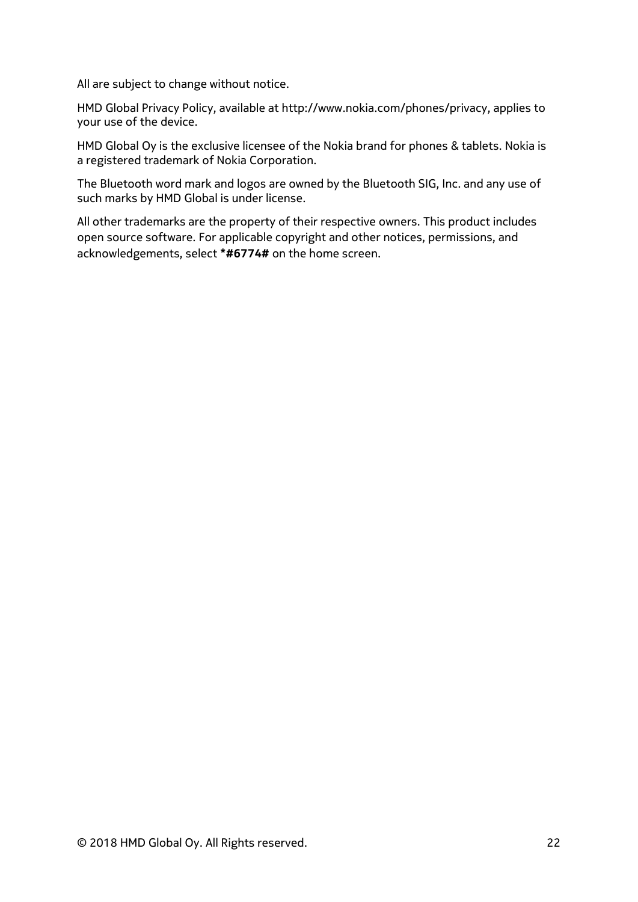All are subject to change without notice.

HMD Global Privacy Policy, available at http://www.nokia.com/phones/privacy, applies to your use of the device.

HMD Global Oy is the exclusive licensee of the Nokia brand for phones & tablets. Nokia is a registered trademark of Nokia Corporation.

The Bluetooth word mark and logos are owned by the Bluetooth SIG, Inc. and any use of such marks by HMD Global is under license.

All other trademarks are the property of their respective owners. This product includes open source software. For applicable copyright and other notices, permissions, and acknowledgements, select **\*#6774#** on the home screen.

© 2018 HMD Global Oy. All Rights reserved.